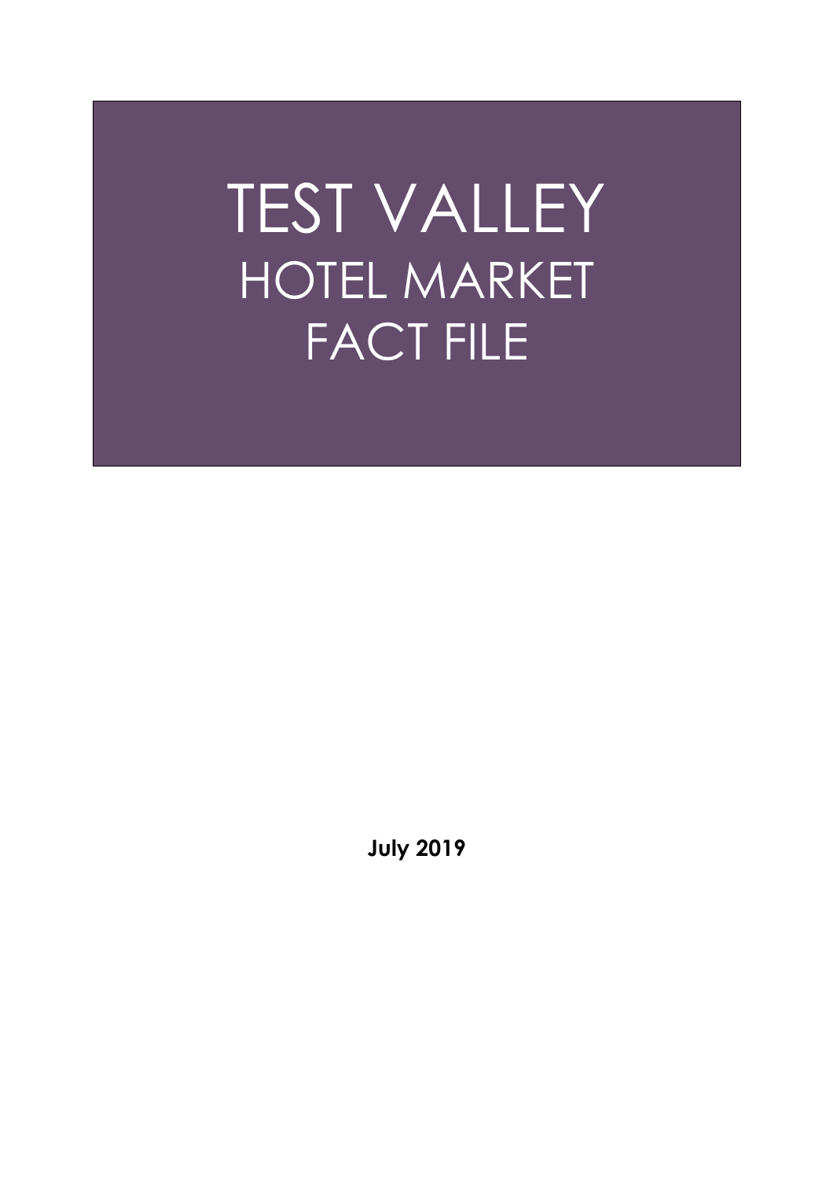# TEST VALLEY
## HOTEL MARKET
## FACT FILE

**July 2019**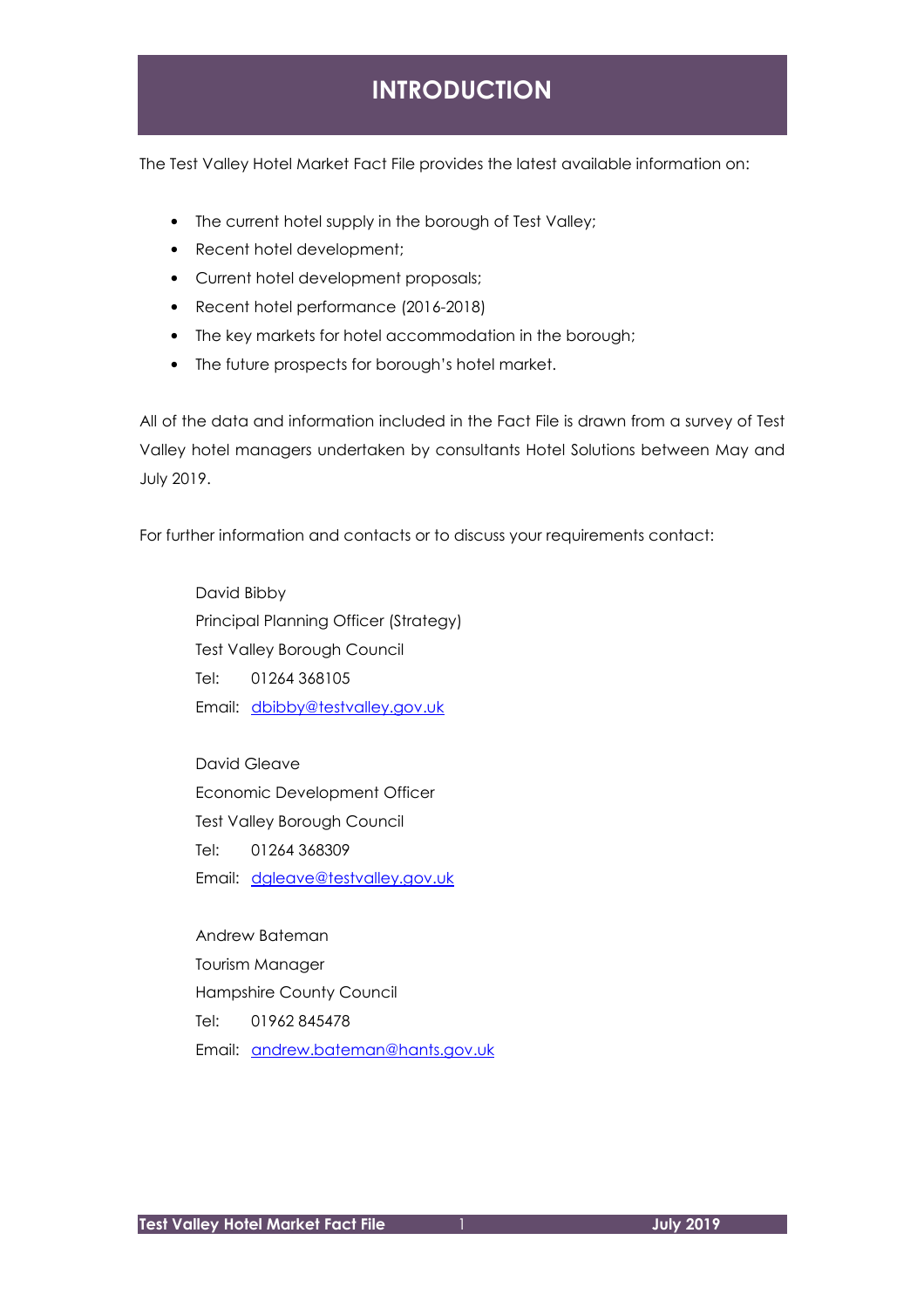# INTRODUCTION

The Test Valley Hotel Market Fact File provides the latest available information on:

- The current hotel supply in the borough of Test Valley;
- Recent hotel development;
- Current hotel development proposals;
- Recent hotel performance (2016-2018)
- The key markets for hotel accommodation in the borough;
- The future prospects for borough's hotel market.

All of the data and information included in the Fact File is drawn from a survey of Test Valley hotel managers undertaken by consultants Hotel Solutions between May and July 2019.

For further information and contacts or to discuss your requirements contact:

David Bibby
Principal Planning Officer (Strategy)
Test Valley Borough Council
Tel: 01264 368105
Email: dbibby@testvalley.gov.uk

David Gleave
Economic Development Officer
Test Valley Borough Council
Tel: 01264 368309
Email: dgleave@testvalley.gov.uk

Andrew Bateman
Tourism Manager
Hampshire County Council
Tel: 01962 845478
Email: andrew.bateman@hants.gov.uk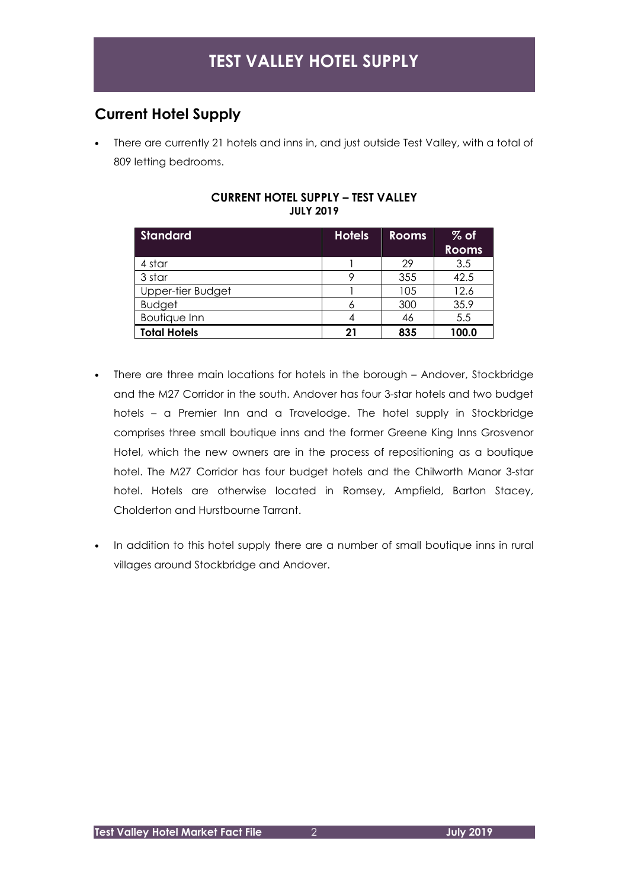# TEST VALLEY HOTEL SUPPLY

## Current Hotel Supply

- There are currently 21 hotels and inns in, and just outside Test Valley, with a total of 809 letting bedrooms.

**CURRENT HOTEL SUPPLY – TEST VALLEY**
**JULY 2019**

| Standard | Hotels | Rooms | % of Rooms |
|---|---|---|---|
| 4 star | 1 | 29 | 3.5 |
| 3 star | 9 | 355 | 42.5 |
| Upper-tier Budget | 1 | 105 | 12.6 |
| Budget | 6 | 300 | 35.9 |
| Boutique Inn | 4 | 46 | 5.5 |
| **Total Hotels** | **21** | **835** | **100.0** |

- There are three main locations for hotels in the borough – Andover, Stockbridge and the M27 Corridor in the south. Andover has four 3-star hotels and two budget hotels – a Premier Inn and a Travelodge. The hotel supply in Stockbridge comprises three small boutique inns and the former Greene King Inns Grosvenor Hotel, which the new owners are in the process of repositioning as a boutique hotel. The M27 Corridor has four budget hotels and the Chilworth Manor 3-star hotel. Hotels are otherwise located in Romsey, Ampfield, Barton Stacey, Cholderton and Hurstbourne Tarrant.

- In addition to this hotel supply there are a number of small boutique inns in rural villages around Stockbridge and Andover.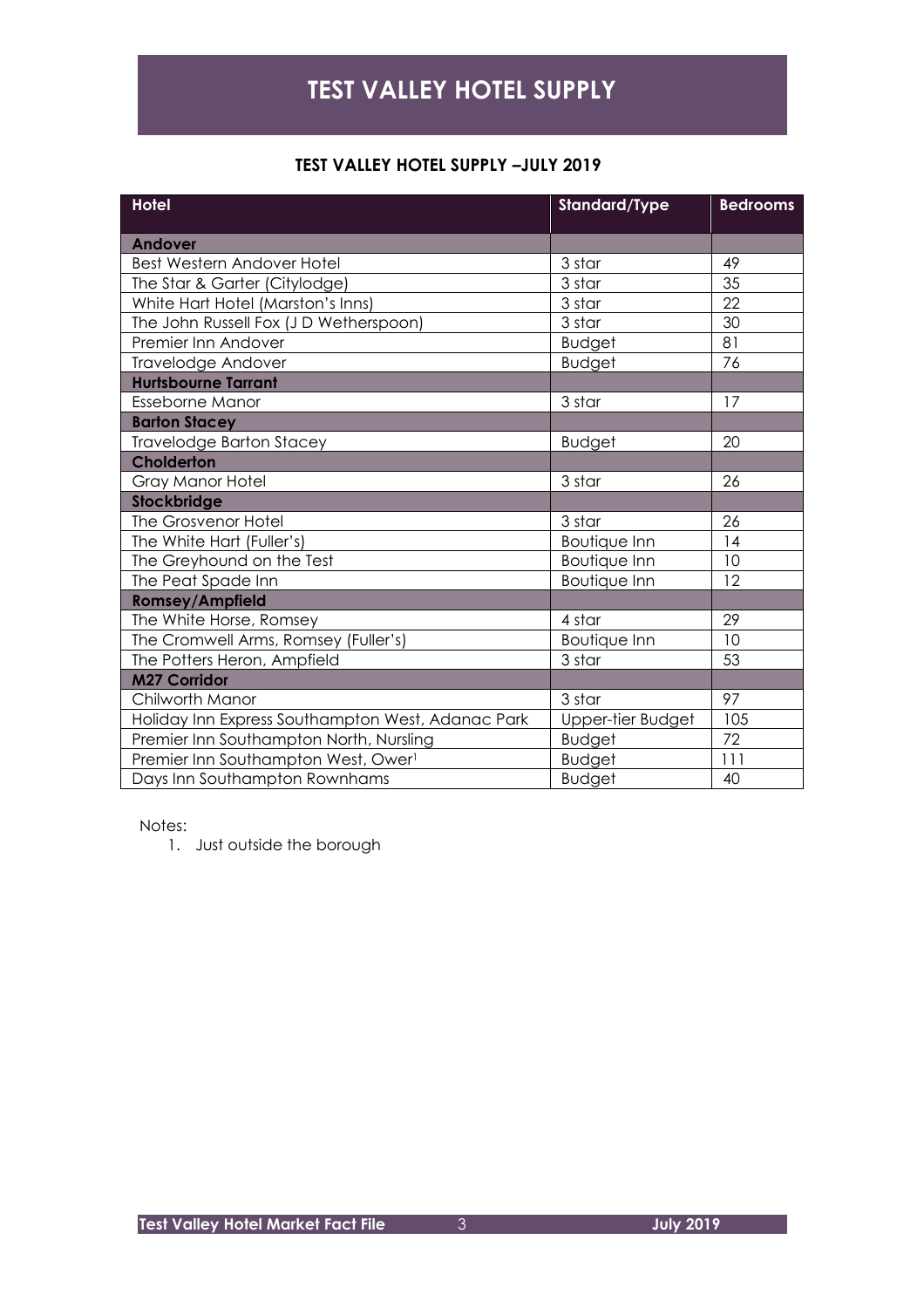# TEST VALLEY HOTEL SUPPLY

## TEST VALLEY HOTEL SUPPLY –JULY 2019

| Hotel | Standard/Type | Bedrooms |
|---|---|---|
| **Andover** | | |
| Best Western Andover Hotel | 3 star | 49 |
| The Star & Garter (Citylodge) | 3 star | 35 |
| White Hart Hotel (Marston's Inns) | 3 star | 22 |
| The John Russell Fox (J D Wetherspoon) | 3 star | 30 |
| Premier Inn Andover | Budget | 81 |
| Travelodge Andover | Budget | 76 |
| **Hurtsbourne Tarrant** | | |
| Esseborne Manor | 3 star | 17 |
| **Barton Stacey** | | |
| Travelodge Barton Stacey | Budget | 20 |
| **Cholderton** | | |
| Gray Manor Hotel | 3 star | 26 |
| **Stockbridge** | | |
| The Grosvenor Hotel | 3 star | 26 |
| The White Hart (Fuller's) | Boutique Inn | 14 |
| The Greyhound on the Test | Boutique Inn | 10 |
| The Peat Spade Inn | Boutique Inn | 12 |
| **Romsey/Ampfield** | | |
| The White Horse, Romsey | 4 star | 29 |
| The Cromwell Arms, Romsey (Fuller's) | Boutique Inn | 10 |
| The Potters Heron, Ampfield | 3 star | 53 |
| **M27 Corridor** | | |
| Chilworth Manor | 3 star | 97 |
| Holiday Inn Express Southampton West, Adanac Park | Upper-tier Budget | 105 |
| Premier Inn Southampton North, Nursling | Budget | 72 |
| Premier Inn Southampton West, Ower[1] | Budget | 111 |
| Days Inn Southampton Rownhams | Budget | 40 |

Notes:

1. Just outside the borough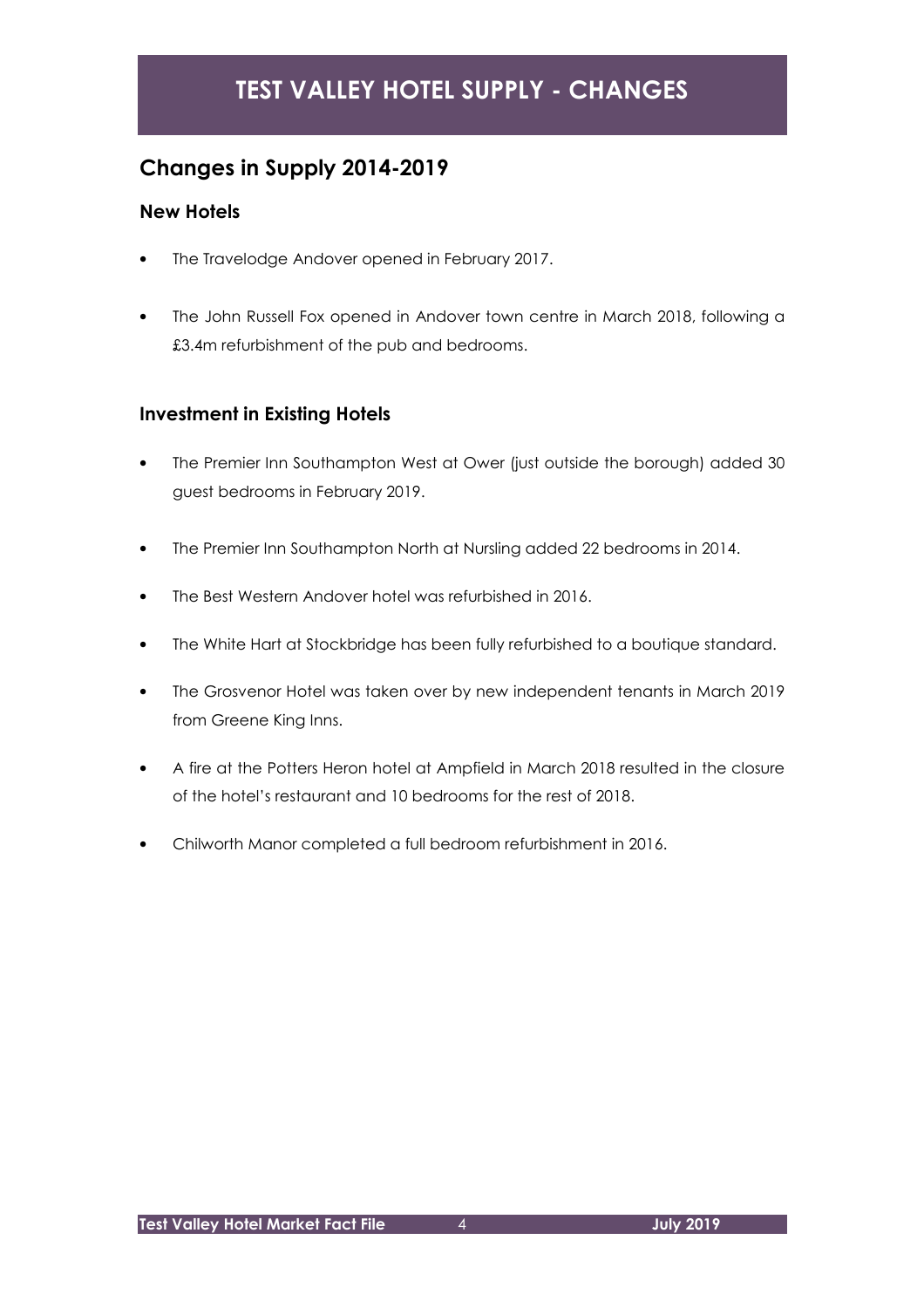# TEST VALLEY HOTEL SUPPLY - CHANGES

## Changes in Supply 2014-2019

### New Hotels

- The Travelodge Andover opened in February 2017.
- The John Russell Fox opened in Andover town centre in March 2018, following a £3.4m refurbishment of the pub and bedrooms.

### Investment in Existing Hotels

- The Premier Inn Southampton West at Ower (just outside the borough) added 30 guest bedrooms in February 2019.
- The Premier Inn Southampton North at Nursling added 22 bedrooms in 2014.
- The Best Western Andover hotel was refurbished in 2016.
- The White Hart at Stockbridge has been fully refurbished to a boutique standard.
- The Grosvenor Hotel was taken over by new independent tenants in March 2019 from Greene King Inns.
- A fire at the Potters Heron hotel at Ampfield in March 2018 resulted in the closure of the hotel's restaurant and 10 bedrooms for the rest of 2018.
- Chilworth Manor completed a full bedroom refurbishment in 2016.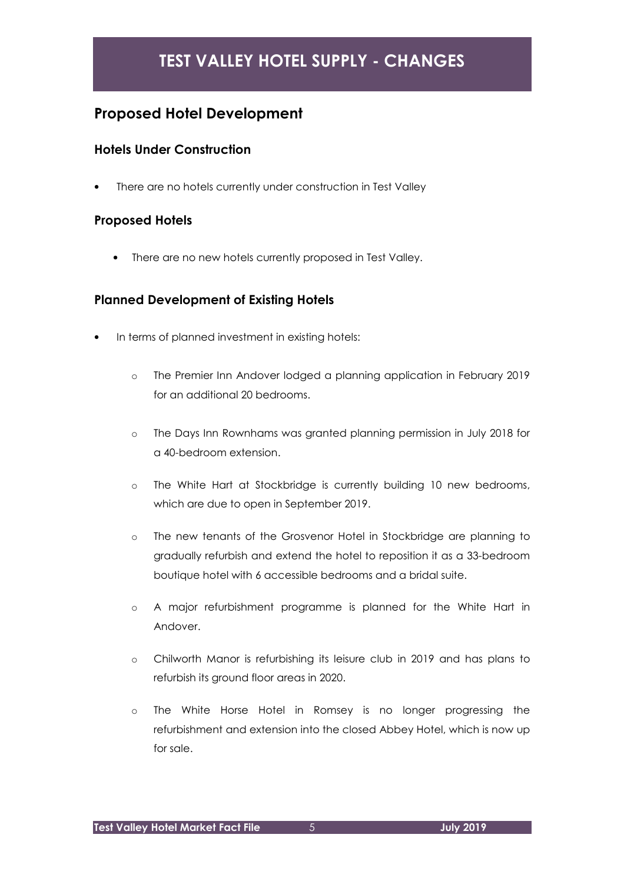# TEST VALLEY HOTEL SUPPLY - CHANGES

## Proposed Hotel Development

### Hotels Under Construction

- There are no hotels currently under construction in Test Valley

### Proposed Hotels

- There are no new hotels currently proposed in Test Valley.

### Planned Development of Existing Hotels

- In terms of planned investment in existing hotels:
    - The Premier Inn Andover lodged a planning application in February 2019 for an additional 20 bedrooms.
    - The Days Inn Rownhams was granted planning permission in July 2018 for a 40-bedroom extension.
    - The White Hart at Stockbridge is currently building 10 new bedrooms, which are due to open in September 2019.
    - The new tenants of the Grosvenor Hotel in Stockbridge are planning to gradually refurbish and extend the hotel to reposition it as a 33-bedroom boutique hotel with 6 accessible bedrooms and a bridal suite.
    - A major refurbishment programme is planned for the White Hart in Andover.
    - Chilworth Manor is refurbishing its leisure club in 2019 and has plans to refurbish its ground floor areas in 2020.
    - The White Horse Hotel in Romsey is no longer progressing the refurbishment and extension into the closed Abbey Hotel, which is now up for sale.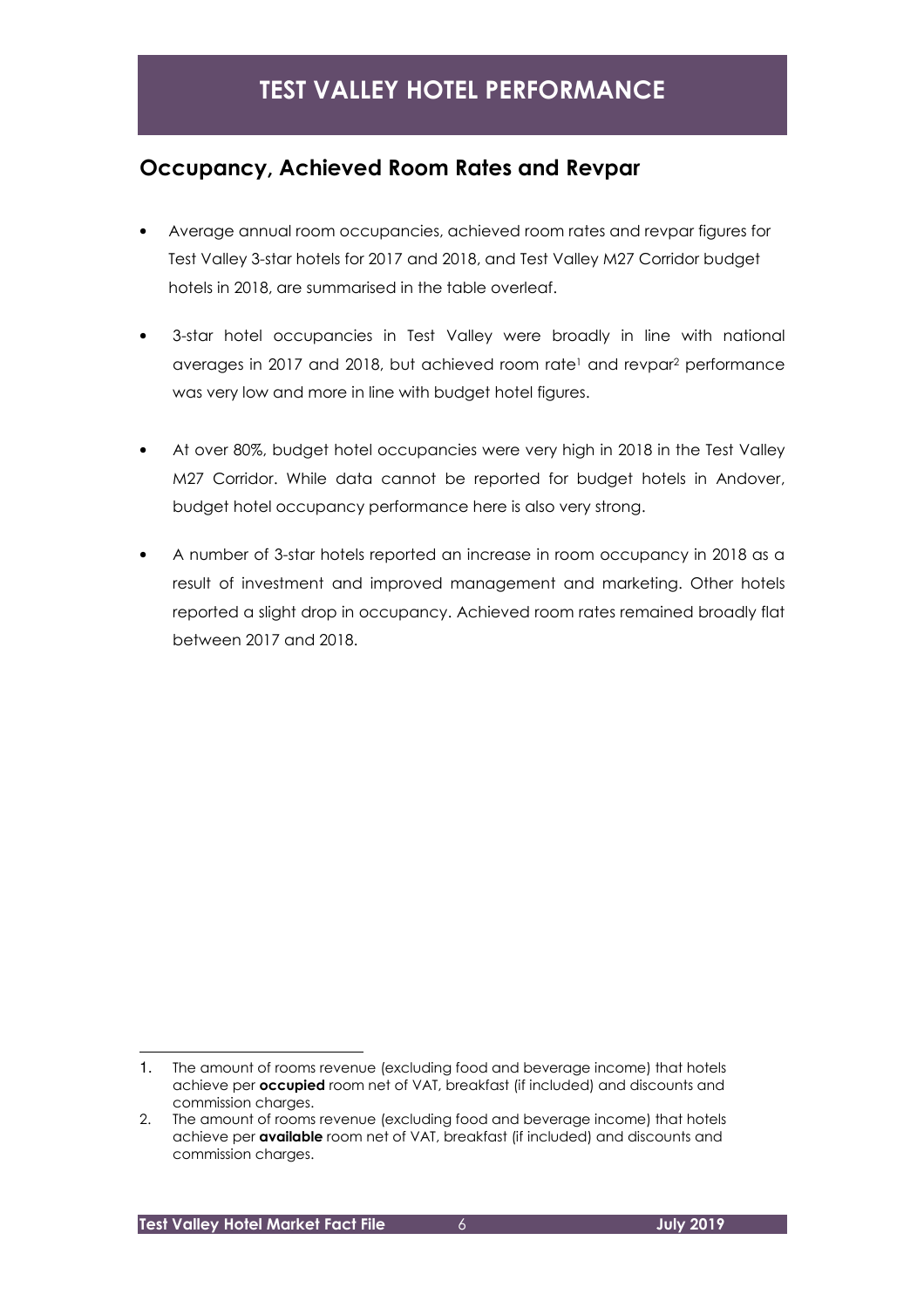# TEST VALLEY HOTEL PERFORMANCE

## Occupancy, Achieved Room Rates and Revpar

- Average annual room occupancies, achieved room rates and revpar figures for Test Valley 3-star hotels for 2017 and 2018, and Test Valley M27 Corridor budget hotels in 2018, are summarised in the table overleaf.

- 3-star hotel occupancies in Test Valley were broadly in line with national averages in 2017 and 2018, but achieved room rate[1] and revpar[2] performance was very low and more in line with budget hotel figures.

- At over 80%, budget hotel occupancies were very high in 2018 in the Test Valley M27 Corridor. While data cannot be reported for budget hotels in Andover, budget hotel occupancy performance here is also very strong.

- A number of 3-star hotels reported an increase in room occupancy in 2018 as a result of investment and improved management and marketing. Other hotels reported a slight drop in occupancy. Achieved room rates remained broadly flat between 2017 and 2018.

---

1. The amount of rooms revenue (excluding food and beverage income) that hotels achieve per **occupied** room net of VAT, breakfast (if included) and discounts and commission charges.
2. The amount of rooms revenue (excluding food and beverage income) that hotels achieve per **available** room net of VAT, breakfast (if included) and discounts and commission charges.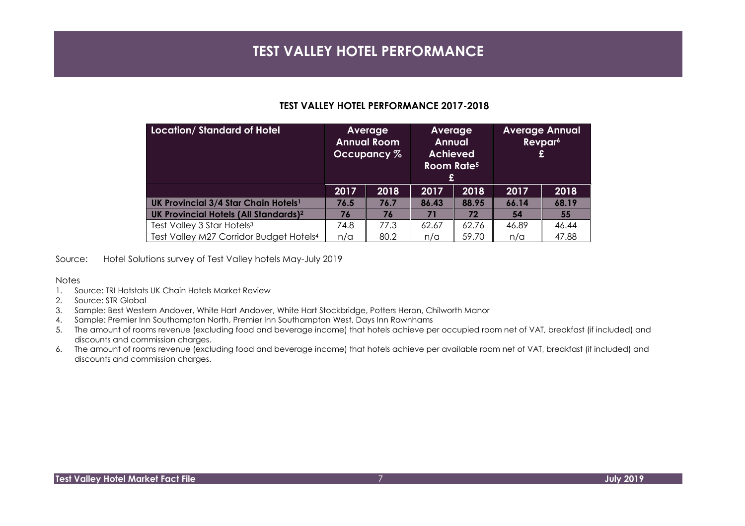# TEST VALLEY HOTEL PERFORMANCE

## TEST VALLEY HOTEL PERFORMANCE 2017-2018

| Location/ Standard of Hotel | Average Annual Room Occupancy % | | Average Annual Achieved Room Rate[5] £ | | Average Annual Revpar[6] £ | |
|---|---|---|---|---|---|---|
| | 2017 | 2018 | 2017 | 2018 | 2017 | 2018 |
| **UK Provincial 3/4 Star Chain Hotels[1]** | **76.5** | **76.7** | **86.43** | **88.95** | **66.14** | **68.19** |
| **UK Provincial Hotels (All Standards)[2]** | **76** | **76** | **71** | **72** | **54** | **55** |
| Test Valley 3 Star Hotels[3] | 74.8 | 77.3 | 62.67 | 62.76 | 46.89 | 46.44 |
| Test Valley M27 Corridor Budget Hotels[4] | n/a | 80.2 | n/a | 59.70 | n/a | 47.88 |

Source: Hotel Solutions survey of Test Valley hotels May-July 2019

Notes

1. Source: TRI Hotstats UK Chain Hotels Market Review
2. Source: STR Global
3. Sample: Best Western Andover, White Hart Andover, White Hart Stockbridge, Potters Heron, Chilworth Manor
4. Sample: Premier Inn Southampton North, Premier Inn Southampton West, Days Inn Rownhams
5. The amount of rooms revenue (excluding food and beverage income) that hotels achieve per occupied room net of VAT, breakfast (if included) and discounts and commission charges.
6. The amount of rooms revenue (excluding food and beverage income) that hotels achieve per available room net of VAT, breakfast (if included) and discounts and commission charges.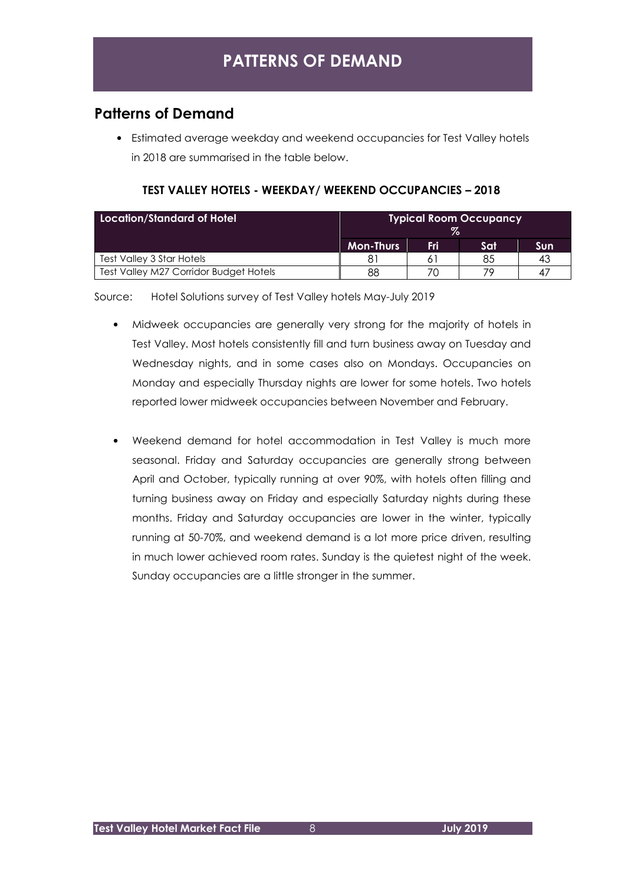# PATTERNS OF DEMAND

## Patterns of Demand

- Estimated average weekday and weekend occupancies for Test Valley hotels in 2018 are summarised in the table below.

**TEST VALLEY HOTELS - WEEKDAY/ WEEKEND OCCUPANCIES – 2018**

| Location/Standard of Hotel | Typical Room Occupancy % | | | |
|---|---|---|---|---|
| | Mon-Thurs | Fri | Sat | Sun |
| Test Valley 3 Star Hotels | 81 | 61 | 85 | 43 |
| Test Valley M27 Corridor Budget Hotels | 88 | 70 | 79 | 47 |

Source: Hotel Solutions survey of Test Valley hotels May-July 2019

- Midweek occupancies are generally very strong for the majority of hotels in Test Valley. Most hotels consistently fill and turn business away on Tuesday and Wednesday nights, and in some cases also on Mondays. Occupancies on Monday and especially Thursday nights are lower for some hotels. Two hotels reported lower midweek occupancies between November and February.

- Weekend demand for hotel accommodation in Test Valley is much more seasonal. Friday and Saturday occupancies are generally strong between April and October, typically running at over 90%, with hotels often filling and turning business away on Friday and especially Saturday nights during these months. Friday and Saturday occupancies are lower in the winter, typically running at 50-70%, and weekend demand is a lot more price driven, resulting in much lower achieved room rates. Sunday is the quietest night of the week. Sunday occupancies are a little stronger in the summer.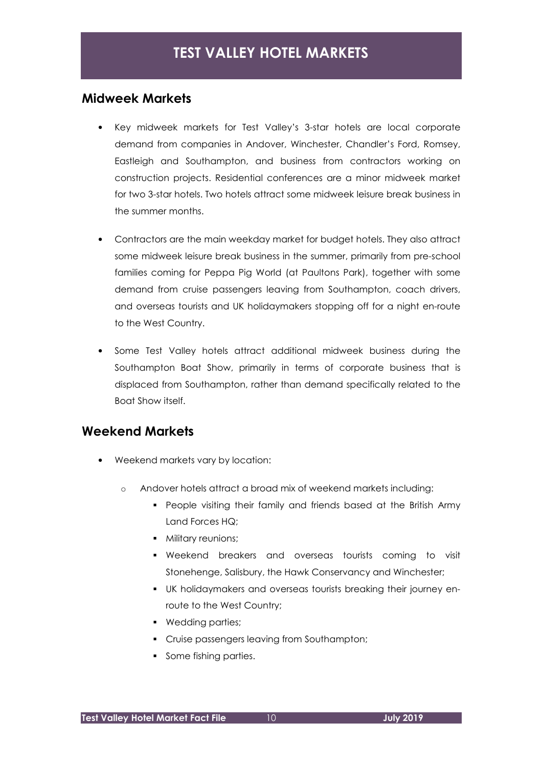# TEST VALLEY HOTEL MARKETS

## Midweek Markets

- Key midweek markets for Test Valley's 3-star hotels are local corporate demand from companies in Andover, Winchester, Chandler's Ford, Romsey, Eastleigh and Southampton, and business from contractors working on construction projects. Residential conferences are a minor midweek market for two 3-star hotels. Two hotels attract some midweek leisure break business in the summer months.

- Contractors are the main weekday market for budget hotels. They also attract some midweek leisure break business in the summer, primarily from pre-school families coming for Peppa Pig World (at Paultons Park), together with some demand from cruise passengers leaving from Southampton, coach drivers, and overseas tourists and UK holidaymakers stopping off for a night en-route to the West Country.

- Some Test Valley hotels attract additional midweek business during the Southampton Boat Show, primarily in terms of corporate business that is displaced from Southampton, rather than demand specifically related to the Boat Show itself.

## Weekend Markets

- Weekend markets vary by location:
  - Andover hotels attract a broad mix of weekend markets including:
    - People visiting their family and friends based at the British Army Land Forces HQ;
    - Military reunions;
    - Weekend breakers and overseas tourists coming to visit Stonehenge, Salisbury, the Hawk Conservancy and Winchester;
    - UK holidaymakers and overseas tourists breaking their journey en-route to the West Country;
    - Wedding parties;
    - Cruise passengers leaving from Southampton;
    - Some fishing parties.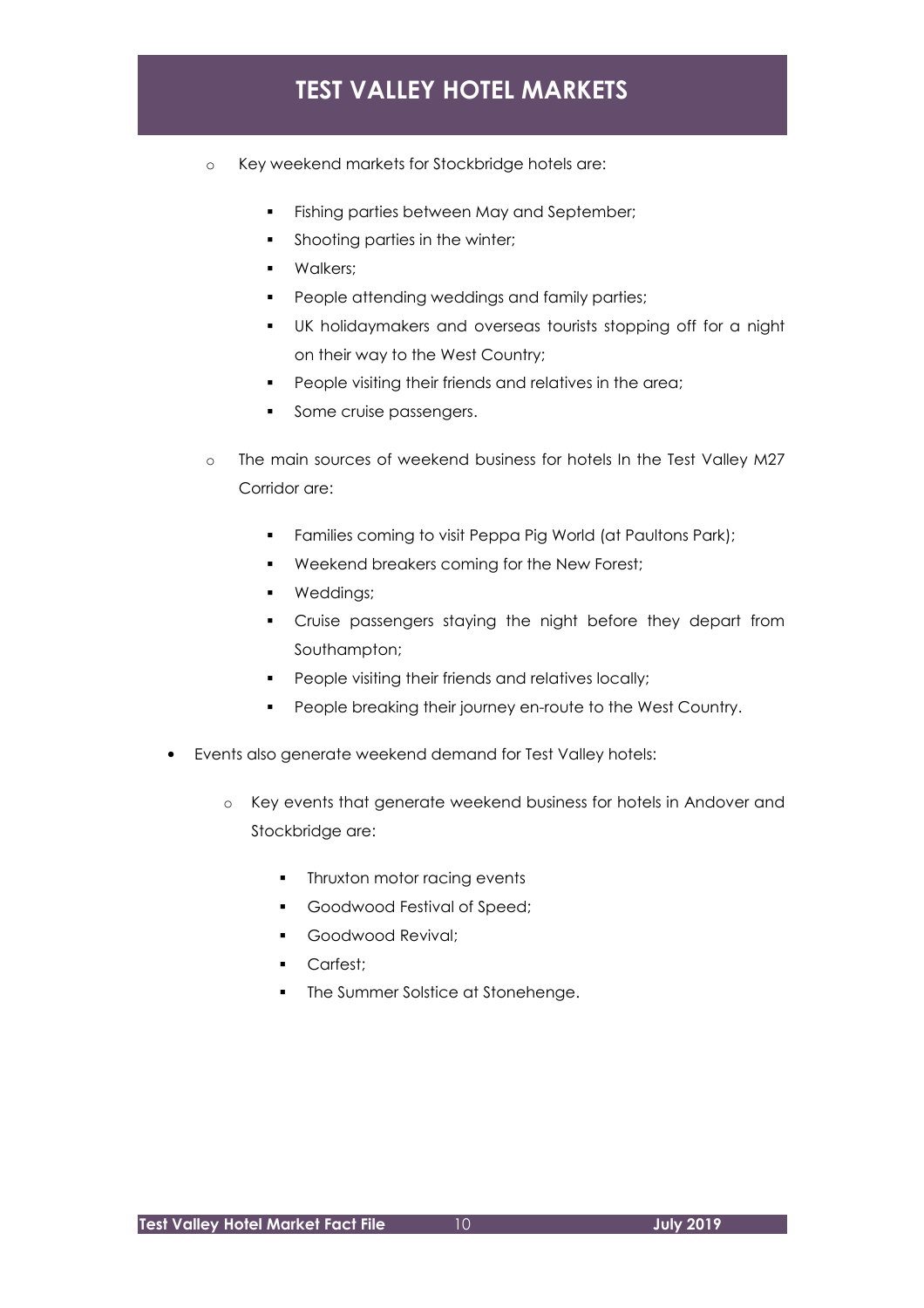# TEST VALLEY HOTEL MARKETS

- Key weekend markets for Stockbridge hotels are:
  - Fishing parties between May and September;
  - Shooting parties in the winter;
  - Walkers;
  - People attending weddings and family parties;
  - UK holidaymakers and overseas tourists stopping off for a night on their way to the West Country;
  - People visiting their friends and relatives in the area;
  - Some cruise passengers.
- The main sources of weekend business for hotels In the Test Valley M27 Corridor are:
  - Families coming to visit Peppa Pig World (at Paultons Park);
  - Weekend breakers coming for the New Forest;
  - Weddings;
  - Cruise passengers staying the night before they depart from Southampton;
  - People visiting their friends and relatives locally;
  - People breaking their journey en-route to the West Country.

- Events also generate weekend demand for Test Valley hotels:
  - Key events that generate weekend business for hotels in Andover and Stockbridge are:
    - Thruxton motor racing events
    - Goodwood Festival of Speed;
    - Goodwood Revival;
    - Carfest;
    - The Summer Solstice at Stonehenge.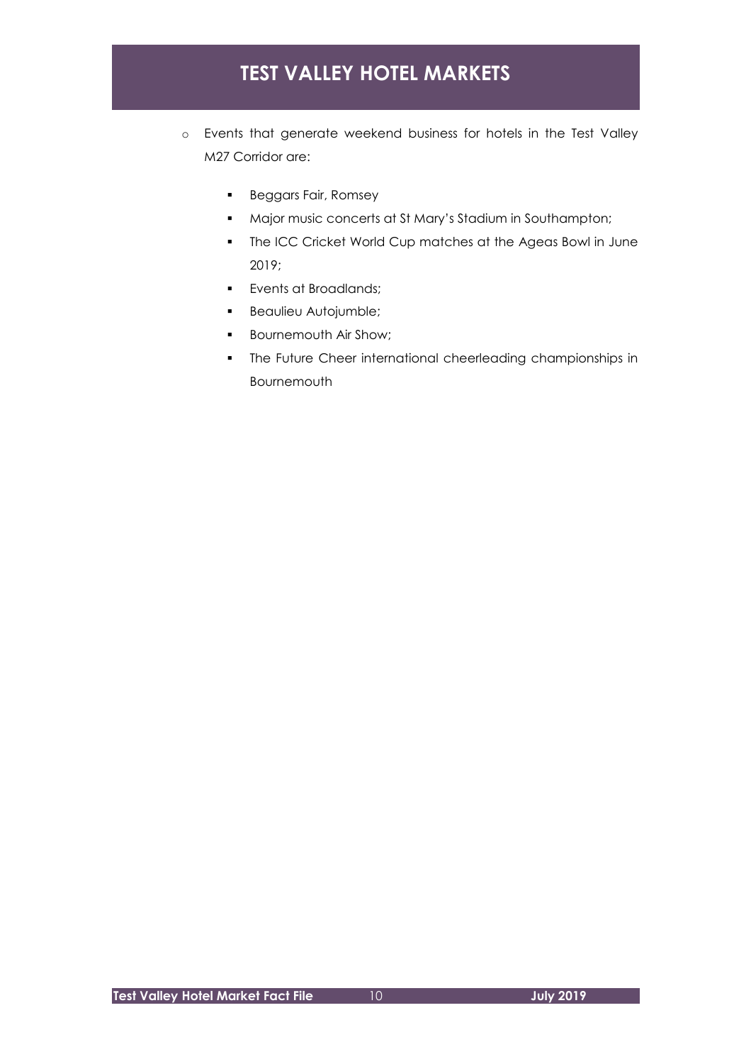- Events that generate weekend business for hotels in the Test Valley M27 Corridor are:
    - Beggars Fair, Romsey
    - Major music concerts at St Mary's Stadium in Southampton;
    - The ICC Cricket World Cup matches at the Ageas Bowl in June 2019;
    - Events at Broadlands;
    - Beaulieu Autojumble;
    - Bournemouth Air Show;
    - The Future Cheer international cheerleading championships in Bournemouth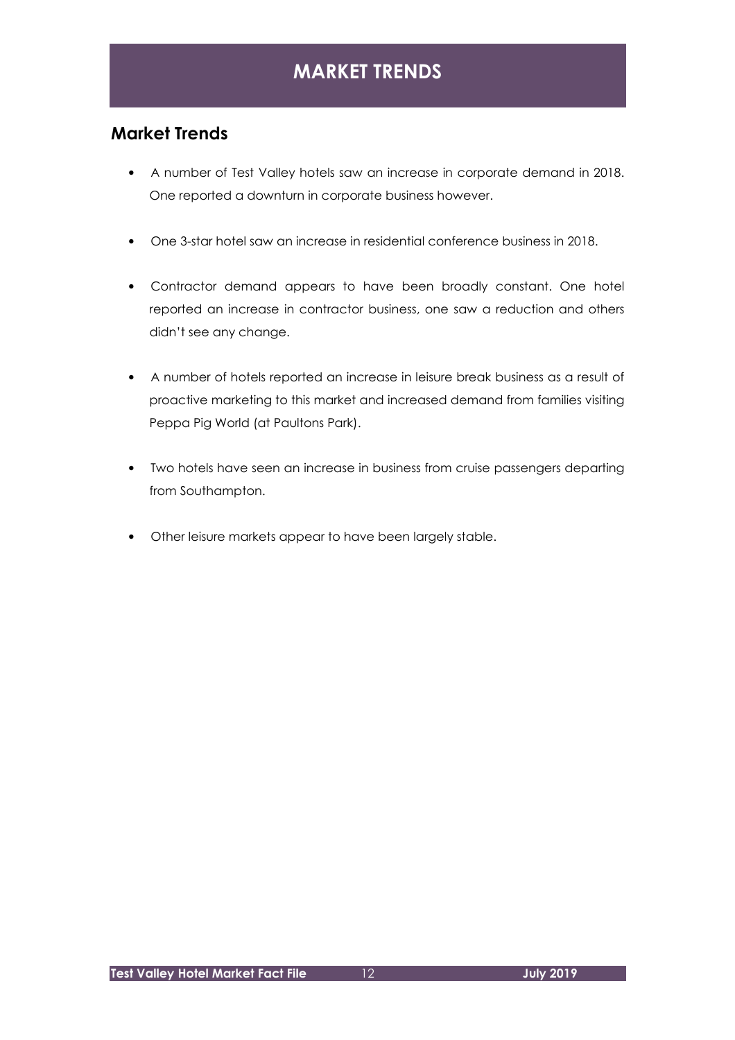# MARKET TRENDS

## Market Trends

- A number of Test Valley hotels saw an increase in corporate demand in 2018. One reported a downturn in corporate business however.
- One 3-star hotel saw an increase in residential conference business in 2018.
- Contractor demand appears to have been broadly constant. One hotel reported an increase in contractor business, one saw a reduction and others didn't see any change.
- A number of hotels reported an increase in leisure break business as a result of proactive marketing to this market and increased demand from families visiting Peppa Pig World (at Paultons Park).
- Two hotels have seen an increase in business from cruise passengers departing from Southampton.
- Other leisure markets appear to have been largely stable.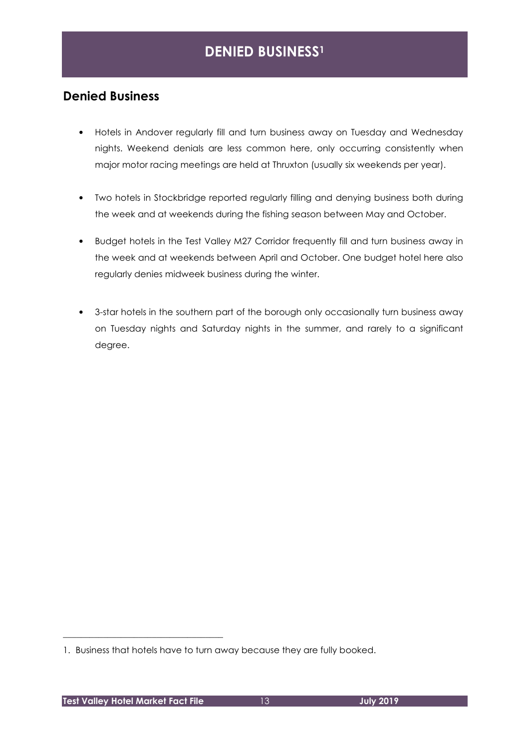# DENIED BUSINESS[1]

## Denied Business

- Hotels in Andover regularly fill and turn business away on Tuesday and Wednesday nights. Weekend denials are less common here, only occurring consistently when major motor racing meetings are held at Thruxton (usually six weekends per year).

- Two hotels in Stockbridge reported regularly filling and denying business both during the week and at weekends during the fishing season between May and October.

- Budget hotels in the Test Valley M27 Corridor frequently fill and turn business away in the week and at weekends between April and October. One budget hotel here also regularly denies midweek business during the winter.

- 3-star hotels in the southern part of the borough only occasionally turn business away on Tuesday nights and Saturday nights in the summer, and rarely to a significant degree.

---

1. Business that hotels have to turn away because they are fully booked.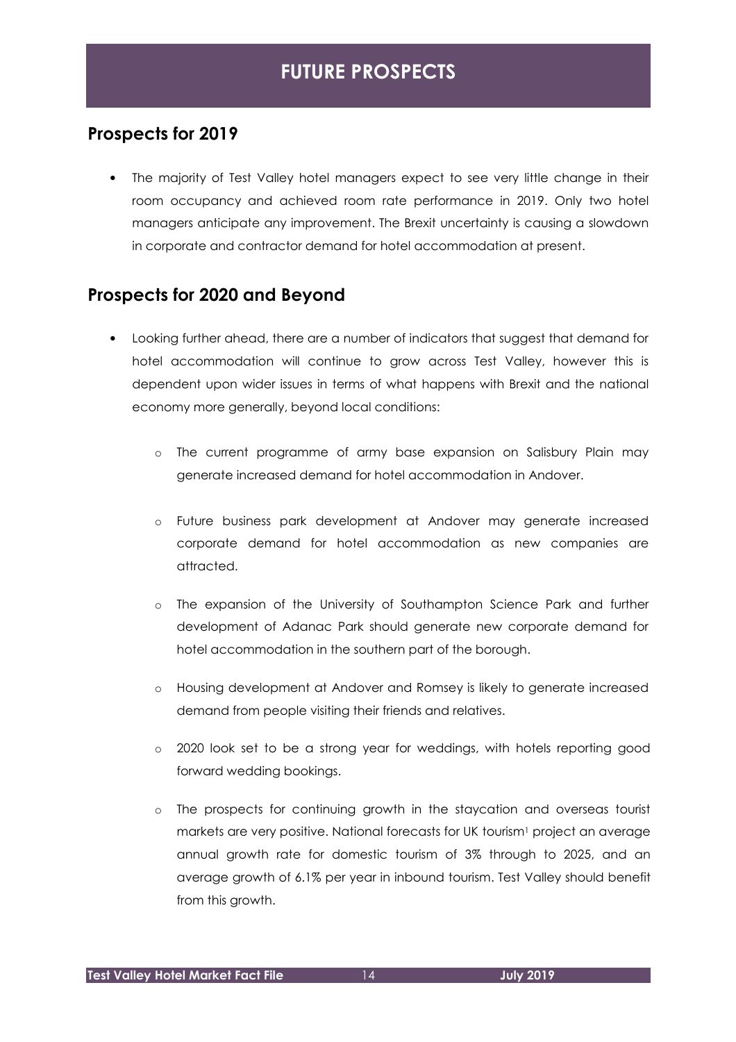# FUTURE PROSPECTS

## Prospects for 2019

- The majority of Test Valley hotel managers expect to see very little change in their room occupancy and achieved room rate performance in 2019. Only two hotel managers anticipate any improvement. The Brexit uncertainty is causing a slowdown in corporate and contractor demand for hotel accommodation at present.

## Prospects for 2020 and Beyond

- Looking further ahead, there are a number of indicators that suggest that demand for hotel accommodation will continue to grow across Test Valley, however this is dependent upon wider issues in terms of what happens with Brexit and the national economy more generally, beyond local conditions:
    - The current programme of army base expansion on Salisbury Plain may generate increased demand for hotel accommodation in Andover.
    - Future business park development at Andover may generate increased corporate demand for hotel accommodation as new companies are attracted.
    - The expansion of the University of Southampton Science Park and further development of Adanac Park should generate new corporate demand for hotel accommodation in the southern part of the borough.
    - Housing development at Andover and Romsey is likely to generate increased demand from people visiting their friends and relatives.
    - 2020 look set to be a strong year for weddings, with hotels reporting good forward wedding bookings.
    - The prospects for continuing growth in the staycation and overseas tourist markets are very positive. National forecasts for UK tourism[1] project an average annual growth rate for domestic tourism of 3% through to 2025, and an average growth of 6.1% per year in inbound tourism. Test Valley should benefit from this growth.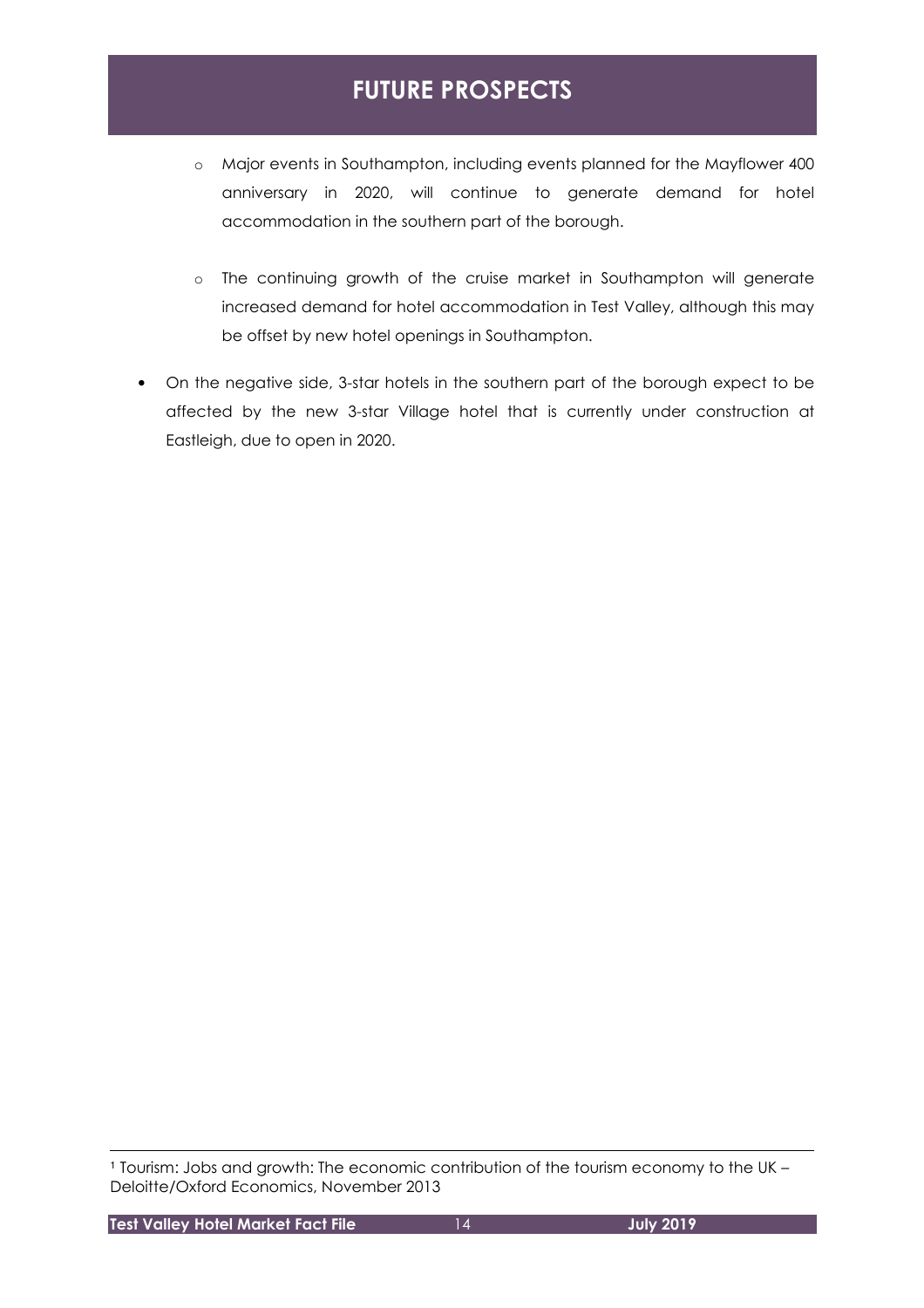# FUTURE PROSPECTS

- Major events in Southampton, including events planned for the Mayflower 400 anniversary in 2020, will continue to generate demand for hotel accommodation in the southern part of the borough.

- The continuing growth of the cruise market in Southampton will generate increased demand for hotel accommodation in Test Valley, although this may be offset by new hotel openings in Southampton.

- On the negative side, 3-star hotels in the southern part of the borough expect to be affected by the new 3-star Village hotel that is currently under construction at Eastleigh, due to open in 2020.

---

[1] Tourism: Jobs and growth: The economic contribution of the tourism economy to the UK – Deloitte/Oxford Economics, November 2013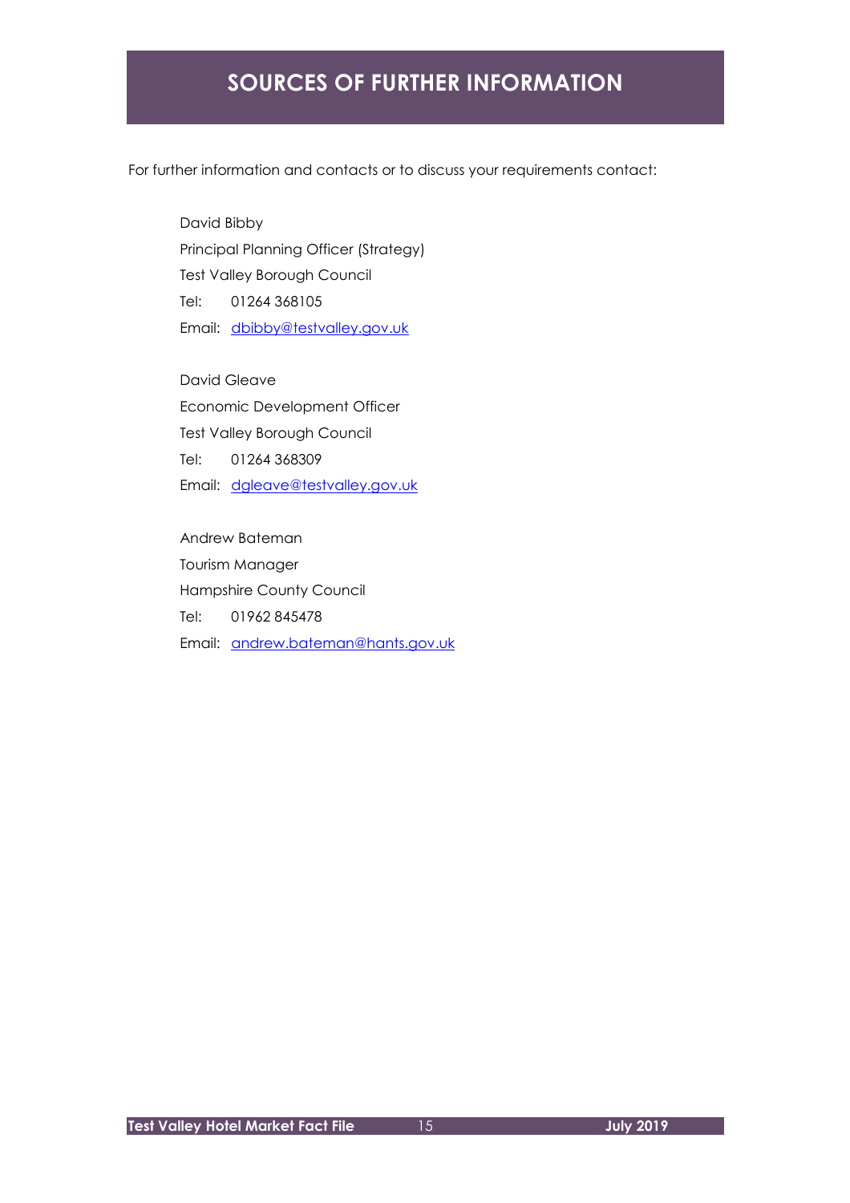# SOURCES OF FURTHER INFORMATION

For further information and contacts or to discuss your requirements contact:

David Bibby
Principal Planning Officer (Strategy)
Test Valley Borough Council
Tel: 01264 368105
Email: dbibby@testvalley.gov.uk

David Gleave
Economic Development Officer
Test Valley Borough Council
Tel: 01264 368309
Email: dgleave@testvalley.gov.uk

Andrew Bateman
Tourism Manager
Hampshire County Council
Tel: 01962 845478
Email: andrew.bateman@hants.gov.uk